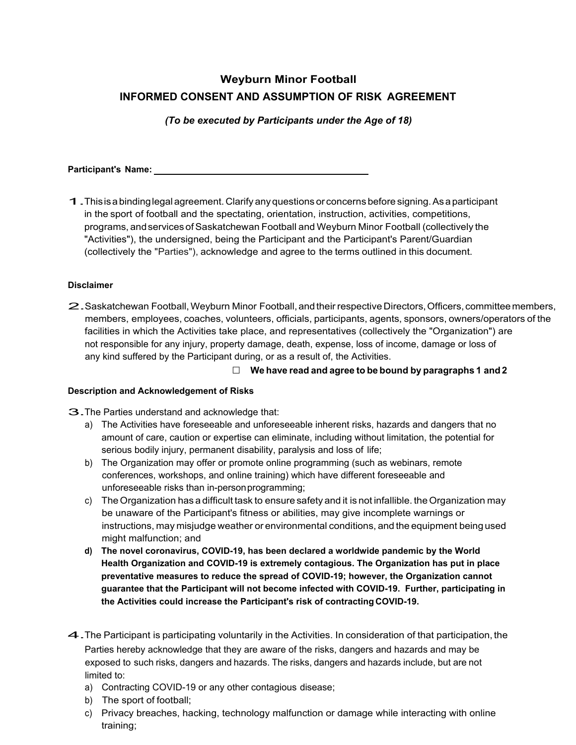# Weyburn Minor Football

## INFORMED CONSENT AND ASSUMPTION OF RISK AGREEMENT

***(To be executed by Participants under the Age of 18)***

**Participant's Name:** ____________________________________________

1. This is a binding legal agreement. Clarify any questions or concerns before signing. As a participant in the sport of football and the spectating, orientation, instruction, activities, competitions, programs, and services of Saskatchewan Football and Weyburn Minor Football (collectively the "Activities"), the undersigned, being the Participant and the Participant's Parent/Guardian (collectively the "Parties"), acknowledge and agree to the terms outlined in this document.

**Disclaimer**

2. Saskatchewan Football, Weyburn Minor Football, and their respective Directors, Officers, committee members, members, employees, coaches, volunteers, officials, participants, agents, sponsors, owners/operators of the facilities in which the Activities take place, and representatives (collectively the "Organization") are not responsible for any injury, property damage, death, expense, loss of income, damage or loss of any kind suffered by the Participant during, or as a result of, the Activities.

☐ **We have read and agree to be bound by paragraphs 1 and 2**

**Description and Acknowledgement of Risks**

3. The Parties understand and acknowledge that:
   a) The Activities have foreseeable and unforeseeable inherent risks, hazards and dangers that no amount of care, caution or expertise can eliminate, including without limitation, the potential for serious bodily injury, permanent disability, paralysis and loss of life;
   b) The Organization may offer or promote online programming (such as webinars, remote conferences, workshops, and online training) which have different foreseeable and unforeseeable risks than in-person programming;
   c) The Organization has a difficult task to ensure safety and it is not infallible. the Organization may be unaware of the Participant's fitness or abilities, may give incomplete warnings or instructions, may misjudge weather or environmental conditions, and the equipment being used might malfunction; and
   d) **The novel coronavirus, COVID-19, has been declared a worldwide pandemic by the World Health Organization and COVID-19 is extremely contagious. The Organization has put in place preventative measures to reduce the spread of COVID-19; however, the Organization cannot guarantee that the Participant will not become infected with COVID-19. Further, participating in the Activities could increase the Participant's risk of contracting COVID-19.**

4. The Participant is participating voluntarily in the Activities. In consideration of that participation, the Parties hereby acknowledge that they are aware of the risks, dangers and hazards and may be exposed to such risks, dangers and hazards. The risks, dangers and hazards include, but are not limited to:
   a) Contracting COVID-19 or any other contagious disease;
   b) The sport of football;
   c) Privacy breaches, hacking, technology malfunction or damage while interacting with online training;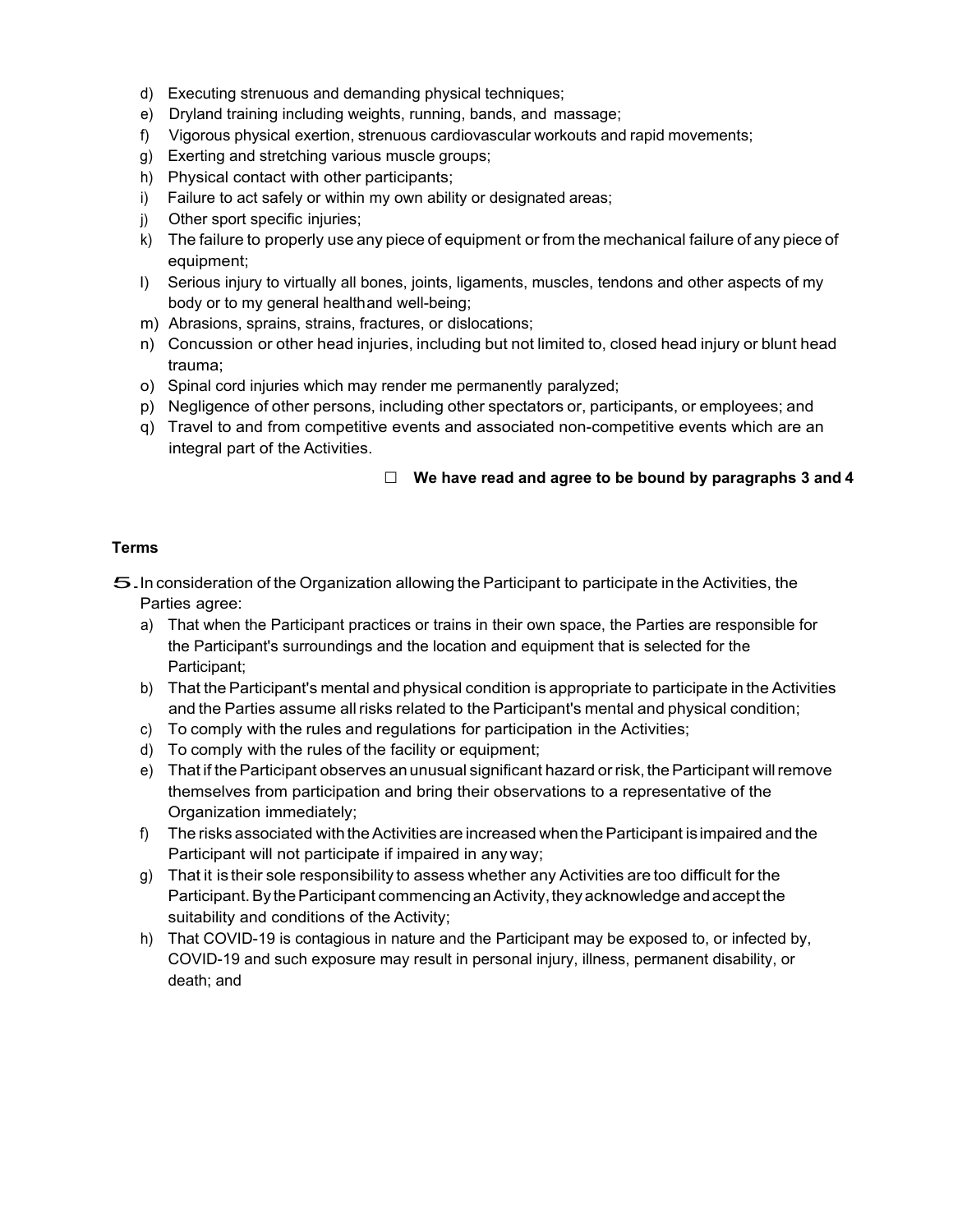d) Executing strenuous and demanding physical techniques;
e) Dryland training including weights, running, bands, and massage;
f) Vigorous physical exertion, strenuous cardiovascular workouts and rapid movements;
g) Exerting and stretching various muscle groups;
h) Physical contact with other participants;
i) Failure to act safely or within my own ability or designated areas;
j) Other sport specific injuries;
k) The failure to properly use any piece of equipment or from the mechanical failure of any piece of equipment;
l) Serious injury to virtually all bones, joints, ligaments, muscles, tendons and other aspects of my body or to my general health and well-being;
m) Abrasions, sprains, strains, fractures, or dislocations;
n) Concussion or other head injuries, including but not limited to, closed head injury or blunt head trauma;
o) Spinal cord injuries which may render me permanently paralyzed;
p) Negligence of other persons, including other spectators or, participants, or employees; and
q) Travel to and from competitive events and associated non-competitive events which are an integral part of the Activities.

☐ **We have read and agree to be bound by paragraphs 3 and 4**

**Terms**

5. In consideration of the Organization allowing the Participant to participate in the Activities, the Parties agree:
   a) That when the Participant practices or trains in their own space, the Parties are responsible for the Participant's surroundings and the location and equipment that is selected for the Participant;
   b) That the Participant's mental and physical condition is appropriate to participate in the Activities and the Parties assume all risks related to the Participant's mental and physical condition;
   c) To comply with the rules and regulations for participation in the Activities;
   d) To comply with the rules of the facility or equipment;
   e) That if the Participant observes an unusual significant hazard or risk, the Participant will remove themselves from participation and bring their observations to a representative of the Organization immediately;
   f) The risks associated with the Activities are increased when the Participant is impaired and the Participant will not participate if impaired in any way;
   g) That it is their sole responsibility to assess whether any Activities are too difficult for the Participant. By the Participant commencing an Activity, they acknowledge and accept the suitability and conditions of the Activity;
   h) That COVID-19 is contagious in nature and the Participant may be exposed to, or infected by, COVID-19 and such exposure may result in personal injury, illness, permanent disability, or death; and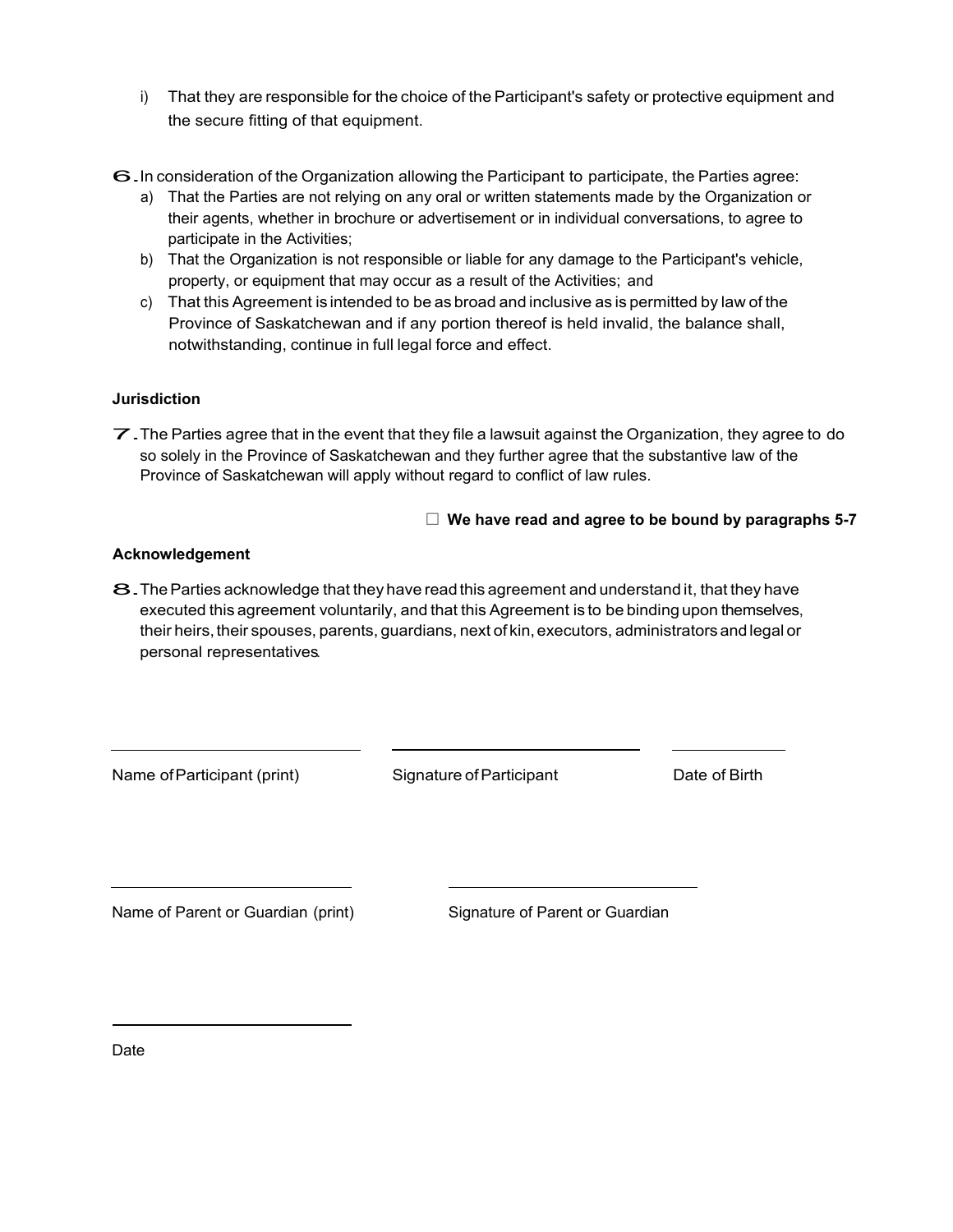i) That they are responsible for the choice of the Participant's safety or protective equipment and the secure fitting of that equipment.

6. In consideration of the Organization allowing the Participant to participate, the Parties agree:
   a) That the Parties are not relying on any oral or written statements made by the Organization or their agents, whether in brochure or advertisement or in individual conversations, to agree to participate in the Activities;
   b) That the Organization is not responsible or liable for any damage to the Participant's vehicle, property, or equipment that may occur as a result of the Activities; and
   c) That this Agreement is intended to be as broad and inclusive as is permitted by law of the Province of Saskatchewan and if any portion thereof is held invalid, the balance shall, notwithstanding, continue in full legal force and effect.

**Jurisdiction**

7. The Parties agree that in the event that they file a lawsuit against the Organization, they agree to do so solely in the Province of Saskatchewan and they further agree that the substantive law of the Province of Saskatchewan will apply without regard to conflict of law rules.

☐ **We have read and agree to be bound by paragraphs 5-7**

**Acknowledgement**

8. The Parties acknowledge that they have read this agreement and understand it, that they have executed this agreement voluntarily, and that this Agreement is to be binding upon themselves, their heirs, their spouses, parents, guardians, next of kin, executors, administrators and legal or personal representatives.

| | | |
|---|---|---|
| ____________________ | ____________________ | ____________ |
| Name of Participant (print) | Signature of Participant | Date of Birth |

| | |
|---|---|
| ____________________ | ____________________ |
| Name of Parent or Guardian (print) | Signature of Parent or Guardian |

____________________

Date